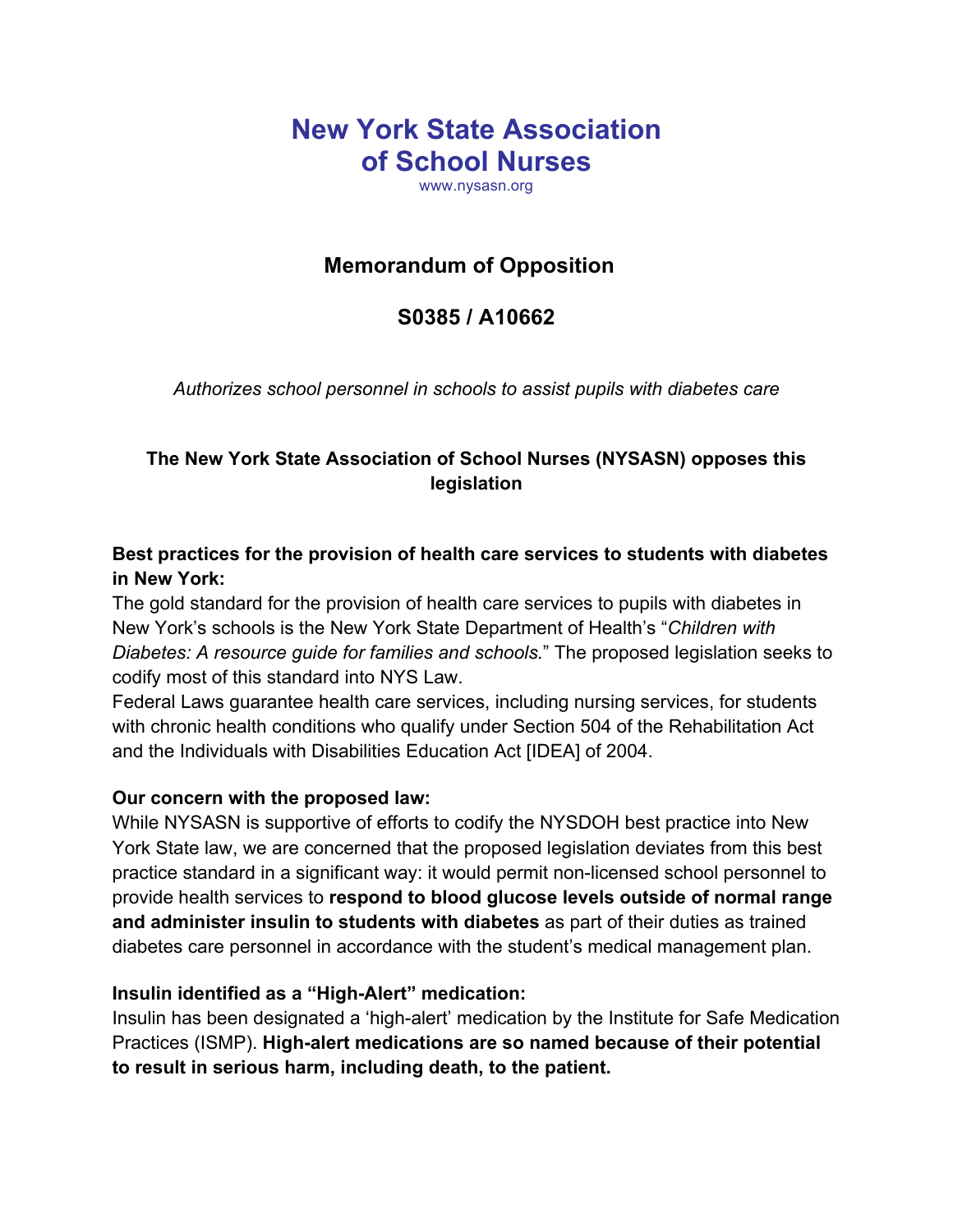# New York State Association of School Nurses

www.nysasn.org

## Memorandum of Opposition

## S0385 / A10662

*Authorizes school personnel in schools to assist pupils with diabetes care*

**The New York State Association of School Nurses (NYSASN) opposes this legislation**

**Best practices for the provision of health care services to students with diabetes in New York:**
The gold standard for the provision of health care services to pupils with diabetes in New York's schools is the New York State Department of Health's "*Children with Diabetes: A resource guide for families and schools.*" The proposed legislation seeks to codify most of this standard into NYS Law.
Federal Laws guarantee health care services, including nursing services, for students with chronic health conditions who qualify under Section 504 of the Rehabilitation Act and the Individuals with Disabilities Education Act [IDEA] of 2004.

**Our concern with the proposed law:**
While NYSASN is supportive of efforts to codify the NYSDOH best practice into New York State law, we are concerned that the proposed legislation deviates from this best practice standard in a significant way: it would permit non-licensed school personnel to provide health services to **respond to blood glucose levels outside of normal range and administer insulin to students with diabetes** as part of their duties as trained diabetes care personnel in accordance with the student's medical management plan.

**Insulin identified as a "High-Alert" medication:**
Insulin has been designated a 'high-alert' medication by the Institute for Safe Medication Practices (ISMP). **High-alert medications are so named because of their potential to result in serious harm, including death, to the patient.**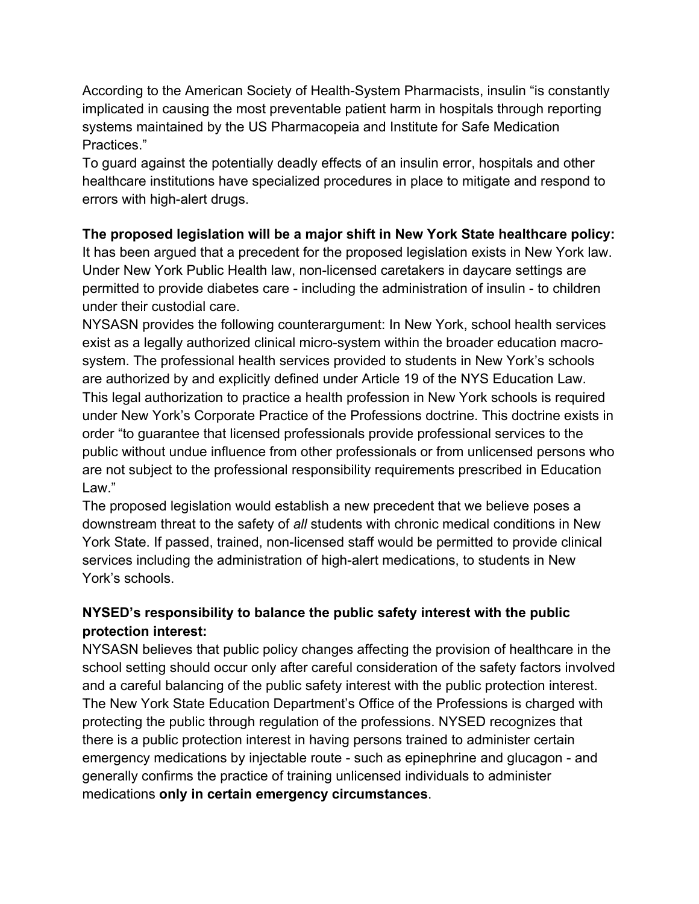According to the American Society of Health-System Pharmacists, insulin "is constantly implicated in causing the most preventable patient harm in hospitals through reporting systems maintained by the US Pharmacopeia and Institute for Safe Medication Practices."

To guard against the potentially deadly effects of an insulin error, hospitals and other healthcare institutions have specialized procedures in place to mitigate and respond to errors with high-alert drugs.

**The proposed legislation will be a major shift in New York State healthcare policy:**

It has been argued that a precedent for the proposed legislation exists in New York law. Under New York Public Health law, non-licensed caretakers in daycare settings are permitted to provide diabetes care - including the administration of insulin - to children under their custodial care.

NYSASN provides the following counterargument: In New York, school health services exist as a legally authorized clinical micro-system within the broader education macro-system. The professional health services provided to students in New York's schools are authorized by and explicitly defined under Article 19 of the NYS Education Law. This legal authorization to practice a health profession in New York schools is required under New York's Corporate Practice of the Professions doctrine. This doctrine exists in order "to guarantee that licensed professionals provide professional services to the public without undue influence from other professionals or from unlicensed persons who are not subject to the professional responsibility requirements prescribed in Education Law."

The proposed legislation would establish a new precedent that we believe poses a downstream threat to the safety of *all* students with chronic medical conditions in New York State. If passed, trained, non-licensed staff would be permitted to provide clinical services including the administration of high-alert medications, to students in New York's schools.

**NYSED's responsibility to balance the public safety interest with the public protection interest:**

NYSASN believes that public policy changes affecting the provision of healthcare in the school setting should occur only after careful consideration of the safety factors involved and a careful balancing of the public safety interest with the public protection interest. The New York State Education Department's Office of the Professions is charged with protecting the public through regulation of the professions. NYSED recognizes that there is a public protection interest in having persons trained to administer certain emergency medications by injectable route - such as epinephrine and glucagon - and generally confirms the practice of training unlicensed individuals to administer medications **only in certain emergency circumstances**.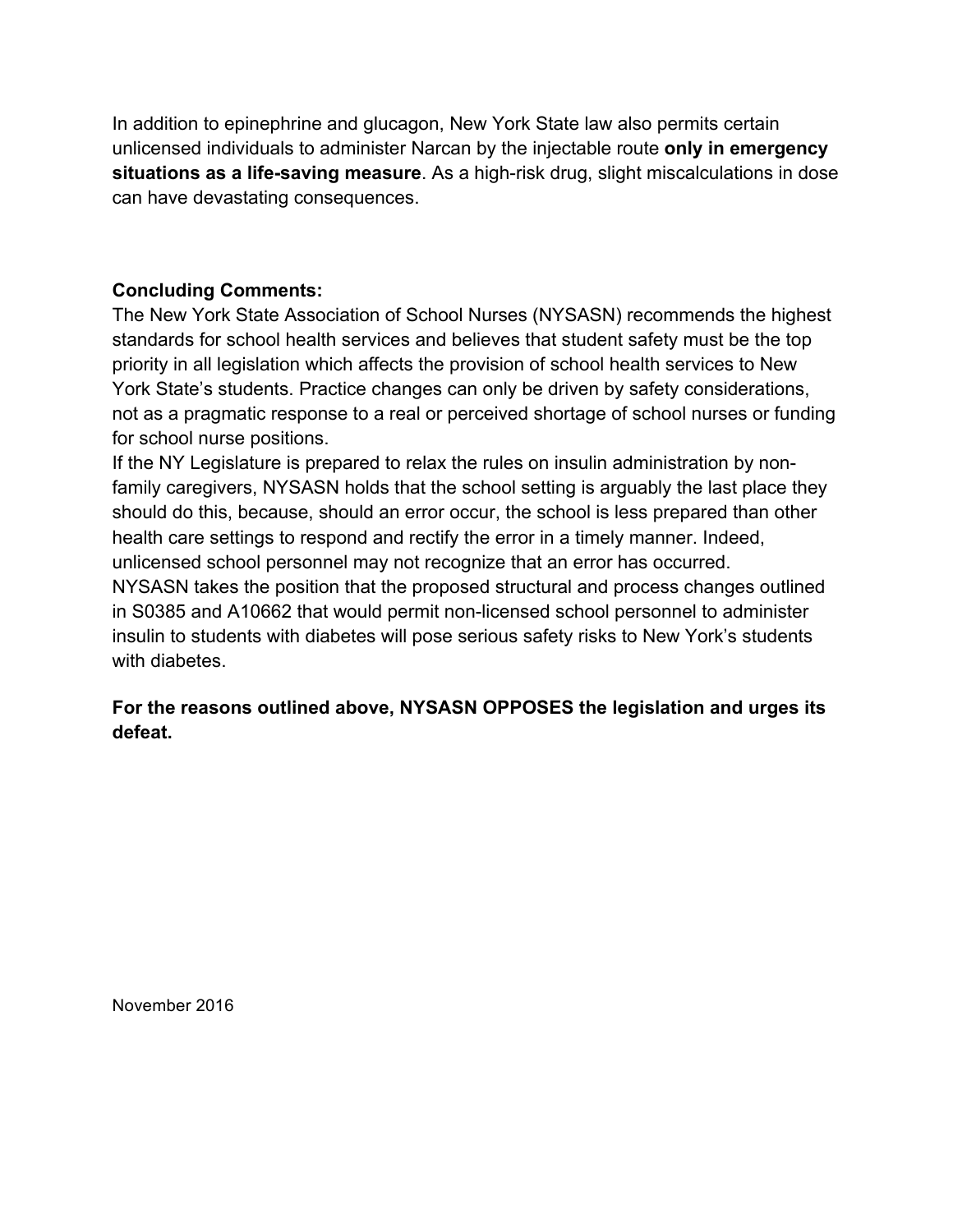In addition to epinephrine and glucagon, New York State law also permits certain unlicensed individuals to administer Narcan by the injectable route **only in emergency situations as a life-saving measure**. As a high-risk drug, slight miscalculations in dose can have devastating consequences.

**Concluding Comments:**

The New York State Association of School Nurses (NYSASN) recommends the highest standards for school health services and believes that student safety must be the top priority in all legislation which affects the provision of school health services to New York State's students. Practice changes can only be driven by safety considerations, not as a pragmatic response to a real or perceived shortage of school nurses or funding for school nurse positions.

If the NY Legislature is prepared to relax the rules on insulin administration by non-family caregivers, NYSASN holds that the school setting is arguably the last place they should do this, because, should an error occur, the school is less prepared than other health care settings to respond and rectify the error in a timely manner. Indeed, unlicensed school personnel may not recognize that an error has occurred.

NYSASN takes the position that the proposed structural and process changes outlined in S0385 and A10662 that would permit non-licensed school personnel to administer insulin to students with diabetes will pose serious safety risks to New York's students with diabetes.

**For the reasons outlined above, NYSASN OPPOSES the legislation and urges its defeat.**

November 2016